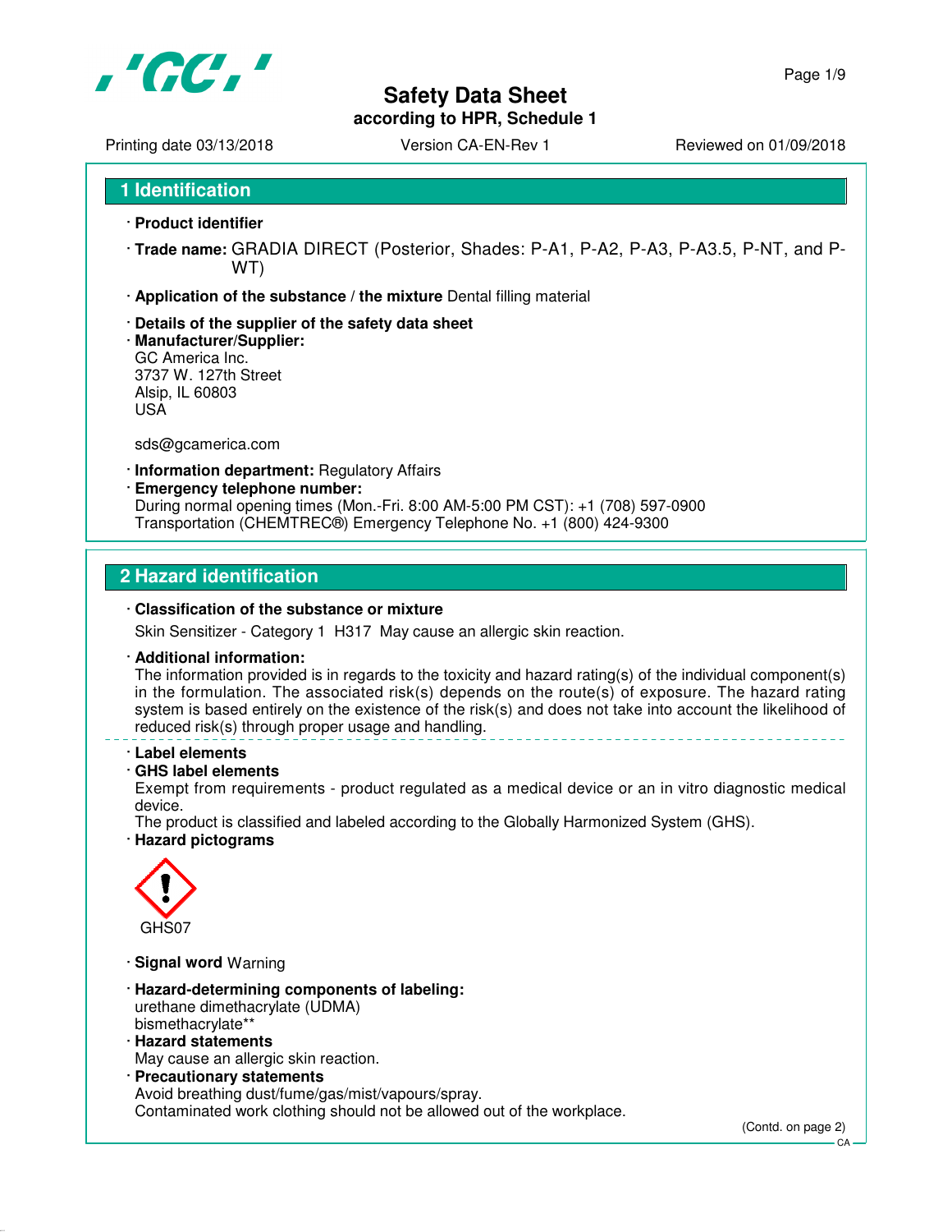# Safety Data Sheet

**according to HPR, Schedule 1**

Printing date 03/13/2018 | Version CA-EN-Rev 1 | Reviewed on 01/09/2018

## 1 Identification

· **Product identifier**

· **Trade name:** GRADIA DIRECT (Posterior, Shades: P-A1, P-A2, P-A3, P-A3.5, P-NT, and P-WT)

· **Application of the substance / the mixture** Dental filling material

· **Details of the supplier of the safety data sheet**

· **Manufacturer/Supplier:**
GC America Inc.
3737 W. 127th Street
Alsip, IL 60803
USA

sds@gcamerica.com

· **Information department:** Regulatory Affairs

· **Emergency telephone number:**
During normal opening times (Mon.-Fri. 8:00 AM-5:00 PM CST): +1 (708) 597-0900
Transportation (CHEMTREC®) Emergency Telephone No. +1 (800) 424-9300

## 2 Hazard identification

· **Classification of the substance or mixture**

Skin Sensitizer - Category 1 H317 May cause an allergic skin reaction.

· **Additional information:**
The information provided is in regards to the toxicity and hazard rating(s) of the individual component(s) in the formulation. The associated risk(s) depends on the route(s) of exposure. The hazard rating system is based entirely on the existence of the risk(s) and does not take into account the likelihood of reduced risk(s) through proper usage and handling.

· **Label elements**

· **GHS label elements**
Exempt from requirements - product regulated as a medical device or an in vitro diagnostic medical device.
The product is classified and labeled according to the Globally Harmonized System (GHS).

· **Hazard pictograms**

GHS07

· **Signal word** Warning

· **Hazard-determining components of labeling:**
urethane dimethacrylate (UDMA)
bismethacrylate**

· **Hazard statements**
May cause an allergic skin reaction.

· **Precautionary statements**
Avoid breathing dust/fume/gas/mist/vapours/spray.
Contaminated work clothing should not be allowed out of the workplace.

(Contd. on page 2)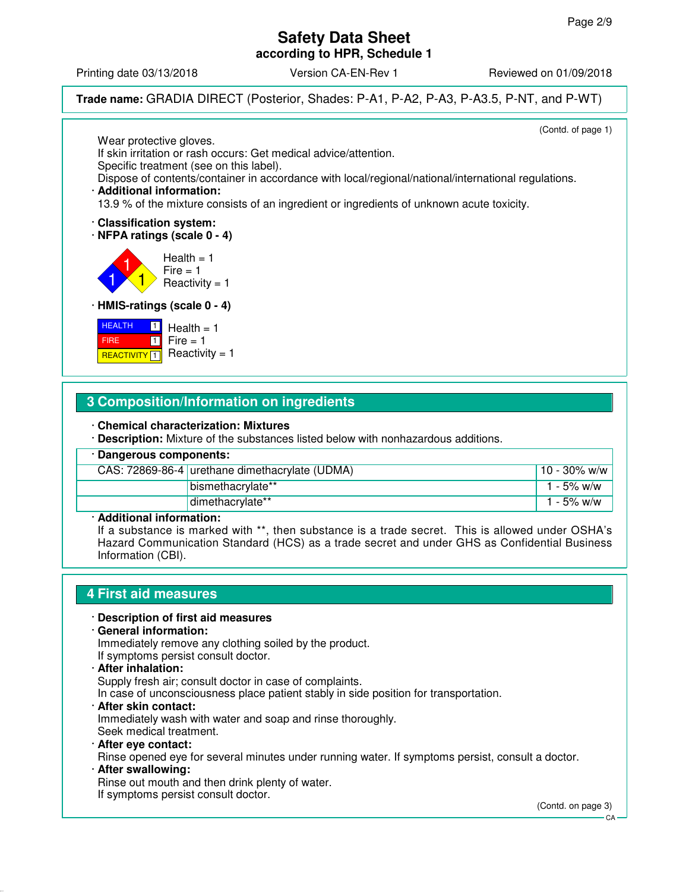**Trade name:** GRADIA DIRECT (Posterior, Shades: P-A1, P-A2, P-A3, P-A3.5, P-NT, and P-WT)

(Contd. of page 1)

Wear protective gloves.
If skin irritation or rash occurs: Get medical advice/attention.
Specific treatment (see on this label).
Dispose of contents/container in accordance with local/regional/national/international regulations.

· **Additional information:**
13.9 % of the mixture consists of an ingredient or ingredients of unknown acute toxicity.

· **Classification system:**
· **NFPA ratings (scale 0 - 4)**

Health = 1
Fire = 1
Reactivity = 1

· **HMIS-ratings (scale 0 - 4)**

| HEALTH | 1 | Health = 1 |
|---|---|---|
| FIRE | 1 | Fire = 1 |
| REACTIVITY | 1 | Reactivity = 1 |

## 3 Composition/Information on ingredients

· **Chemical characterization: Mixtures**
· **Description:** Mixture of the substances listed below with nonhazardous additions.

· **Dangerous components:**

| | | |
|---|---|---|
| CAS: 72869-86-4 | urethane dimethacrylate (UDMA) | 10 - 30% w/w |
| | bismethacrylate** | 1 - 5% w/w |
| | dimethacrylate** | 1 - 5% w/w |

· **Additional information:**
If a substance is marked with **, then substance is a trade secret. This is allowed under OSHA's Hazard Communication Standard (HCS) as a trade secret and under GHS as Confidential Business Information (CBI).

## 4 First aid measures

· **Description of first aid measures**
· **General information:**
Immediately remove any clothing soiled by the product.
If symptoms persist consult doctor.
· **After inhalation:**
Supply fresh air; consult doctor in case of complaints.
In case of unconsciousness place patient stably in side position for transportation.
· **After skin contact:**
Immediately wash with water and soap and rinse thoroughly.
Seek medical treatment.
· **After eye contact:**
Rinse opened eye for several minutes under running water. If symptoms persist, consult a doctor.
· **After swallowing:**
Rinse out mouth and then drink plenty of water.
If symptoms persist consult doctor.

(Contd. on page 3)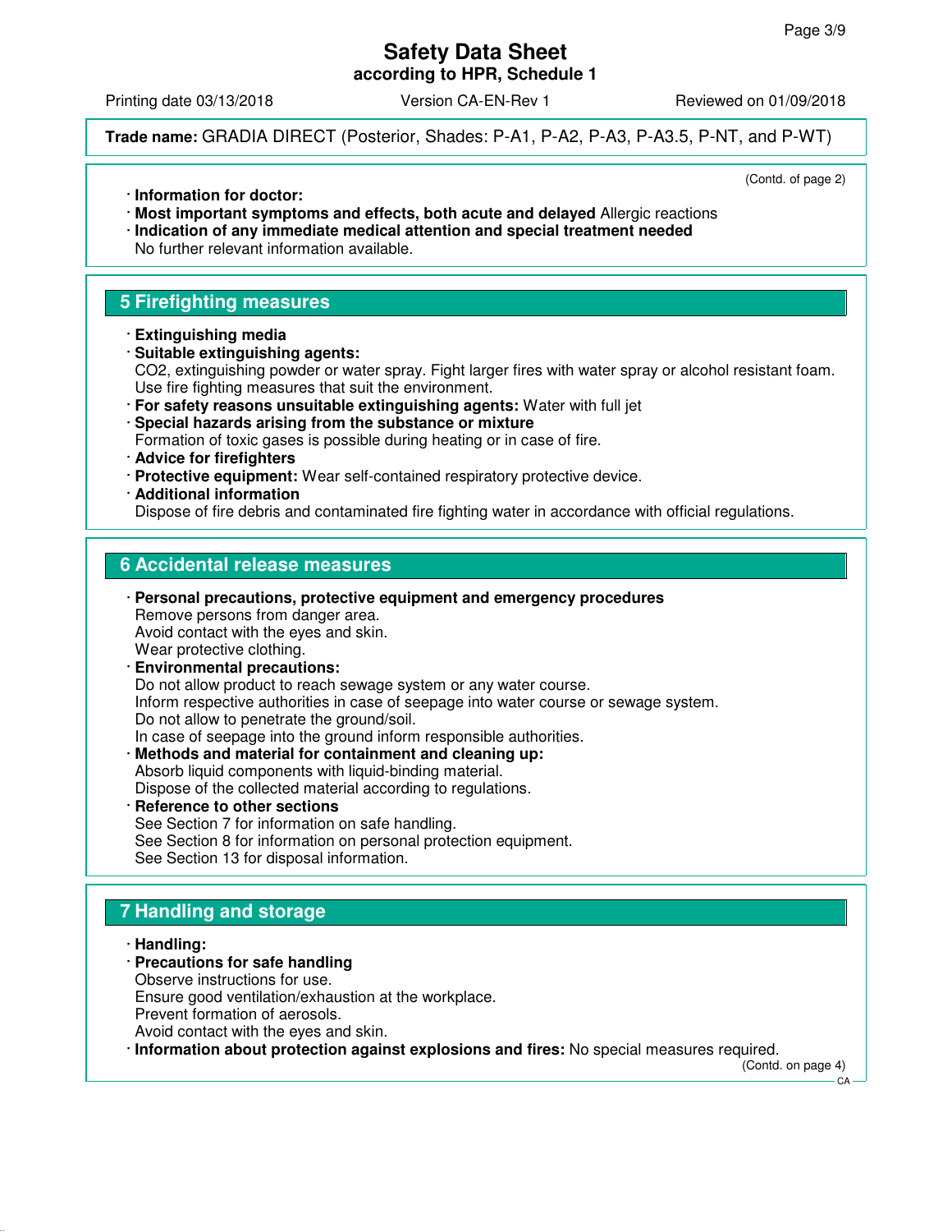(Contd. of page 2)

· **Information for doctor:**
· **Most important symptoms and effects, both acute and delayed** Allergic reactions
· **Indication of any immediate medical attention and special treatment needed**
No further relevant information available.

## 5 Firefighting measures

· **Extinguishing media**
· **Suitable extinguishing agents:**
$CO_2$, extinguishing powder or water spray. Fight larger fires with water spray or alcohol resistant foam. Use fire fighting measures that suit the environment.
· **For safety reasons unsuitable extinguishing agents:** Water with full jet
· **Special hazards arising from the substance or mixture**
Formation of toxic gases is possible during heating or in case of fire.
· **Advice for firefighters**
· **Protective equipment:** Wear self-contained respiratory protective device.
· **Additional information**
Dispose of fire debris and contaminated fire fighting water in accordance with official regulations.

## 6 Accidental release measures

· **Personal precautions, protective equipment and emergency procedures**
Remove persons from danger area.
Avoid contact with the eyes and skin.
Wear protective clothing.
· **Environmental precautions:**
Do not allow product to reach sewage system or any water course.
Inform respective authorities in case of seepage into water course or sewage system.
Do not allow to penetrate the ground/soil.
In case of seepage into the ground inform responsible authorities.
· **Methods and material for containment and cleaning up:**
Absorb liquid components with liquid-binding material.
Dispose of the collected material according to regulations.
· **Reference to other sections**
See Section 7 for information on safe handling.
See Section 8 for information on personal protection equipment.
See Section 13 for disposal information.

## 7 Handling and storage

· **Handling:**
· **Precautions for safe handling**
Observe instructions for use.
Ensure good ventilation/exhaustion at the workplace.
Prevent formation of aerosols.
Avoid contact with the eyes and skin.
· **Information about protection against explosions and fires:** No special measures required.

(Contd. on page 4)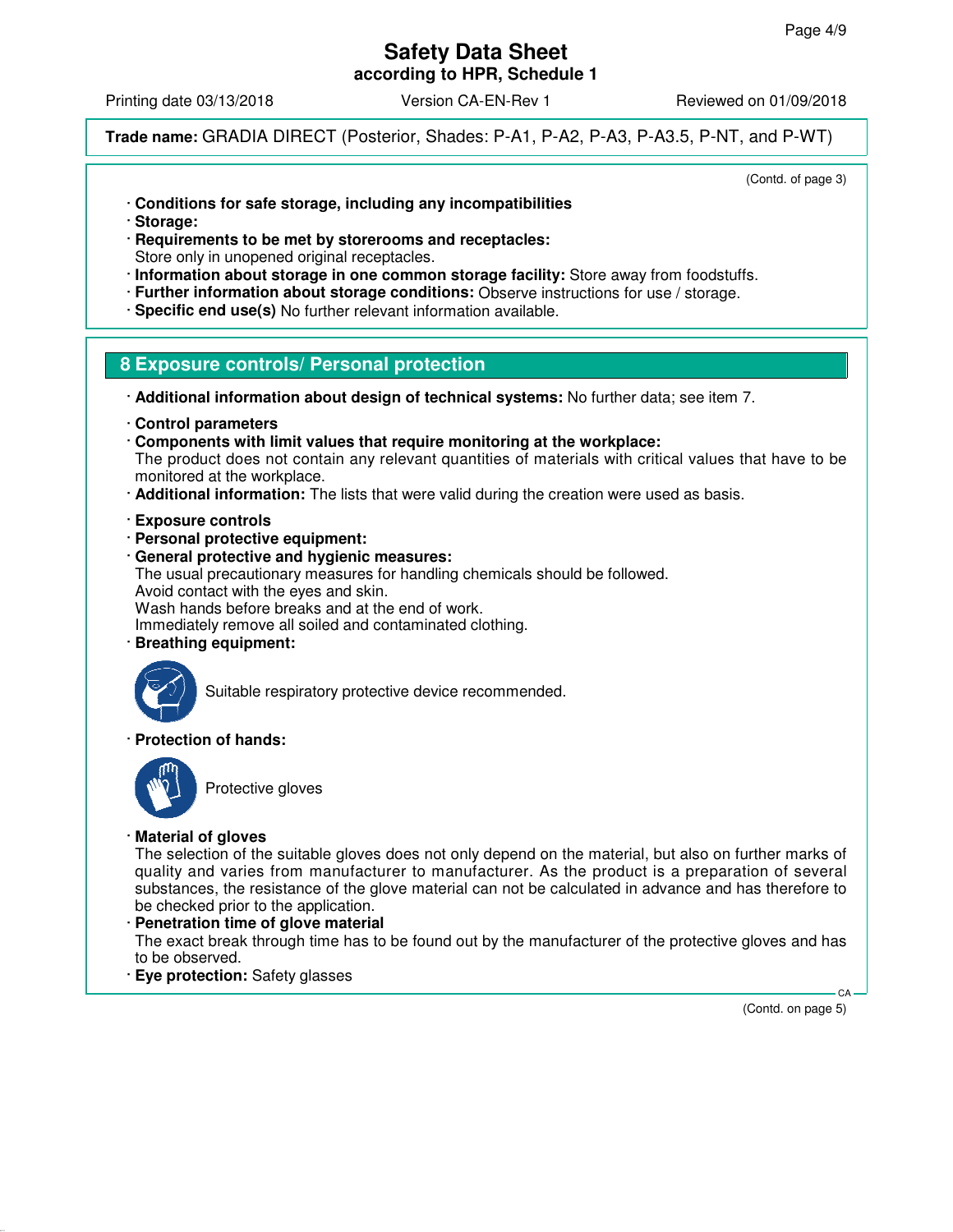Trade name: GRADIA DIRECT (Posterior, Shades: P-A1, P-A2, P-A3, P-A3.5, P-NT, and P-WT)

(Contd. of page 3)

- **Conditions for safe storage, including any incompatibilities**
- **Storage:**
- **Requirements to be met by storerooms and receptacles:**
  Store only in unopened original receptacles.
- **Information about storage in one common storage facility:** Store away from foodstuffs.
- **Further information about storage conditions:** Observe instructions for use / storage.
- **Specific end use(s)** No further relevant information available.

## 8 Exposure controls/ Personal protection

- **Additional information about design of technical systems:** No further data; see item 7.

- **Control parameters**
- **Components with limit values that require monitoring at the workplace:**
  The product does not contain any relevant quantities of materials with critical values that have to be monitored at the workplace.
- **Additional information:** The lists that were valid during the creation were used as basis.

- **Exposure controls**
- **Personal protective equipment:**
- **General protective and hygienic measures:**
  The usual precautionary measures for handling chemicals should be followed.
  Avoid contact with the eyes and skin.
  Wash hands before breaks and at the end of work.
  Immediately remove all soiled and contaminated clothing.
- **Breathing equipment:**

  Suitable respiratory protective device recommended.
- **Protection of hands:**

  Protective gloves
- **Material of gloves**
  The selection of the suitable gloves does not only depend on the material, but also on further marks of quality and varies from manufacturer to manufacturer. As the product is a preparation of several substances, the resistance of the glove material can not be calculated in advance and has therefore to be checked prior to the application.
- **Penetration time of glove material**
  The exact break through time has to be found out by the manufacturer of the protective gloves and has to be observed.
- **Eye protection:** Safety glasses

(Contd. on page 5)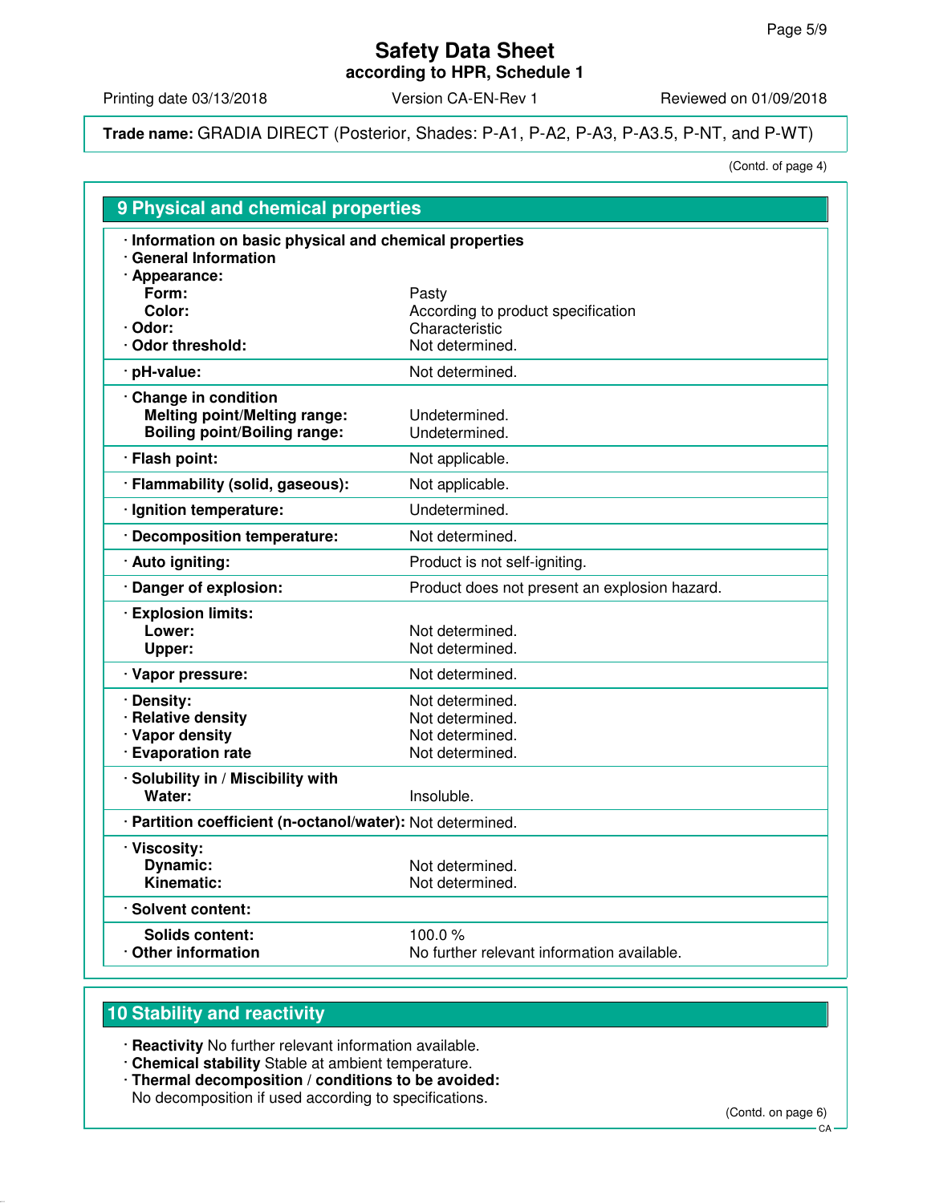**Trade name:** GRADIA DIRECT (Posterior, Shades: P-A1, P-A2, P-A3, P-A3.5, P-NT, and P-WT)

(Contd. of page 4)

## 9 Physical and chemical properties

| Property | Value |
|---|---|
| **· Information on basic physical and chemical properties** | |
| **· General Information** | |
| **· Appearance:** | |
| **Form:** | Pasty |
| **Color:** | According to product specification |
| **· Odor:** | Characteristic |
| **· Odor threshold:** | Not determined. |
| **· pH-value:** | Not determined. |
| **· Change in condition** | |
| **Melting point/Melting range:** | Undetermined. |
| **Boiling point/Boiling range:** | Undetermined. |
| **· Flash point:** | Not applicable. |
| **· Flammability (solid, gaseous):** | Not applicable. |
| **· Ignition temperature:** | Undetermined. |
| **· Decomposition temperature:** | Not determined. |
| **· Auto igniting:** | Product is not self-igniting. |
| **· Danger of explosion:** | Product does not present an explosion hazard. |
| **· Explosion limits:** | |
| **Lower:** | Not determined. |
| **Upper:** | Not determined. |
| **· Vapor pressure:** | Not determined. |
| **· Density:** | Not determined. |
| **· Relative density** | Not determined. |
| **· Vapor density** | Not determined. |
| **· Evaporation rate** | Not determined. |
| **· Solubility in / Miscibility with** | |
| **Water:** | Insoluble. |
| **· Partition coefficient (n-octanol/water):** | Not determined. |
| **· Viscosity:** | |
| **Dynamic:** | Not determined. |
| **Kinematic:** | Not determined. |
| **· Solvent content:** | |
| **Solids content:** | 100.0 % |
| **· Other information** | No further relevant information available. |

## 10 Stability and reactivity

- **Reactivity** No further relevant information available.
- **Chemical stability** Stable at ambient temperature.
- **Thermal decomposition / conditions to be avoided:**
  No decomposition if used according to specifications.

(Contd. on page 6)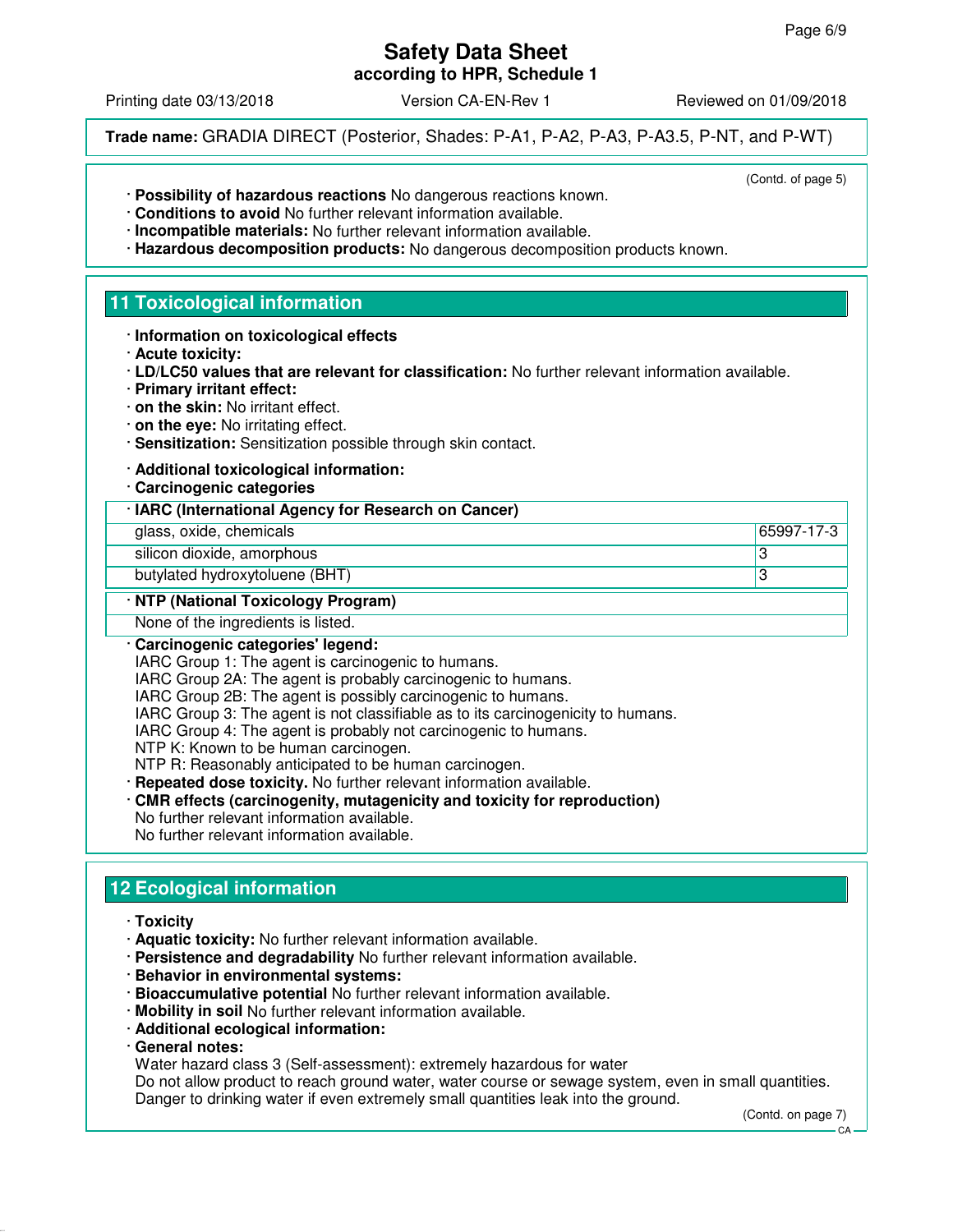**Safety Data Sheet**
**according to HPR, Schedule 1**

Printing date 03/13/2018 Version CA-EN-Rev 1 Reviewed on 01/09/2018

**Trade name:** GRADIA DIRECT (Posterior, Shades: P-A1, P-A2, P-A3, P-A3.5, P-NT, and P-WT)

(Contd. of page 5)

- **Possibility of hazardous reactions** No dangerous reactions known.
- **Conditions to avoid** No further relevant information available.
- **Incompatible materials:** No further relevant information available.
- **Hazardous decomposition products:** No dangerous decomposition products known.

## 11 Toxicological information

- **Information on toxicological effects**
- **Acute toxicity:**
- **LD/LC50 values that are relevant for classification:** No further relevant information available.
- **Primary irritant effect:**
- **on the skin:** No irritant effect.
- **on the eye:** No irritating effect.
- **Sensitization:** Sensitization possible through skin contact.

- **Additional toxicological information:**
- **Carcinogenic categories**

| · IARC (International Agency for Research on Cancer) | |
|---|---|
| glass, oxide, chemicals | 65997-17-3 |
| silicon dioxide, amorphous | 3 |
| butylated hydroxytoluene (BHT) | 3 |

| · NTP (National Toxicology Program) |
|---|
| None of the ingredients is listed. |

- **Carcinogenic categories' legend:**
  IARC Group 1: The agent is carcinogenic to humans.
  IARC Group 2A: The agent is probably carcinogenic to humans.
  IARC Group 2B: The agent is possibly carcinogenic to humans.
  IARC Group 3: The agent is not classifiable as to its carcinogenicity to humans.
  IARC Group 4: The agent is probably not carcinogenic to humans.
  NTP K: Known to be human carcinogen.
  NTP R: Reasonably anticipated to be human carcinogen.
- **Repeated dose toxicity.** No further relevant information available.
- **CMR effects (carcinogenity, mutagenicity and toxicity for reproduction)**
  No further relevant information available.
  No further relevant information available.

## 12 Ecological information

- **Toxicity**
- **Aquatic toxicity:** No further relevant information available.
- **Persistence and degradability** No further relevant information available.
- **Behavior in environmental systems:**
- **Bioaccumulative potential** No further relevant information available.
- **Mobility in soil** No further relevant information available.
- **Additional ecological information:**
- **General notes:**
  Water hazard class 3 (Self-assessment): extremely hazardous for water
  Do not allow product to reach ground water, water course or sewage system, even in small quantities.
  Danger to drinking water if even extremely small quantities leak into the ground.

(Contd. on page 7)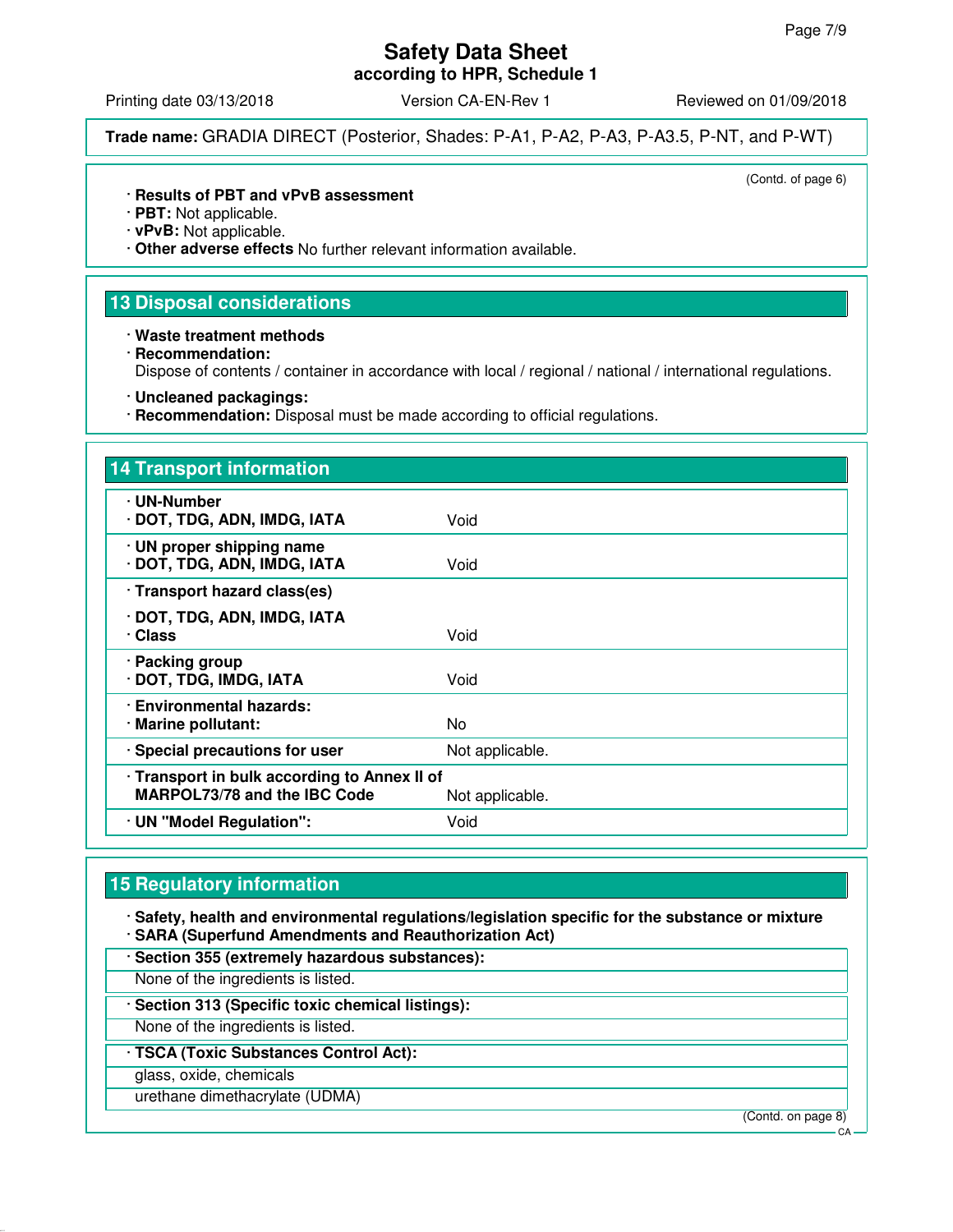**Trade name:** GRADIA DIRECT (Posterior, Shades: P-A1, P-A2, P-A3, P-A3.5, P-NT, and P-WT)

(Contd. of page 6)

· **Results of PBT and vPvB assessment**
· **PBT:** Not applicable.
· **vPvB:** Not applicable.
· **Other adverse effects** No further relevant information available.

## 13 Disposal considerations

· **Waste treatment methods**
· **Recommendation:**
Dispose of contents / container in accordance with local / regional / national / international regulations.

· **Uncleaned packagings:**
· **Recommendation:** Disposal must be made according to official regulations.

## 14 Transport information

| | |
|---|---|
| · **UN-Number**<br>· **DOT, TDG, ADN, IMDG, IATA** | Void |
| · **UN proper shipping name**<br>· **DOT, TDG, ADN, IMDG, IATA** | Void |
| · **Transport hazard class(es)**<br>· **DOT, TDG, ADN, IMDG, IATA**<br>· **Class** | Void |
| · **Packing group**<br>· **DOT, TDG, IMDG, IATA** | Void |
| · **Environmental hazards:**<br>· **Marine pollutant:** | No |
| · **Special precautions for user** | Not applicable. |
| · **Transport in bulk according to Annex II of MARPOL73/78 and the IBC Code** | Not applicable. |
| · **UN "Model Regulation":** | Void |

## 15 Regulatory information

· **Safety, health and environmental regulations/legislation specific for the substance or mixture**
· **SARA (Superfund Amendments and Reauthorization Act)**

· **Section 355 (extremely hazardous substances):**

None of the ingredients is listed.

· **Section 313 (Specific toxic chemical listings):**

None of the ingredients is listed.

· **TSCA (Toxic Substances Control Act):**

glass, oxide, chemicals

urethane dimethacrylate (UDMA)

(Contd. on page 8)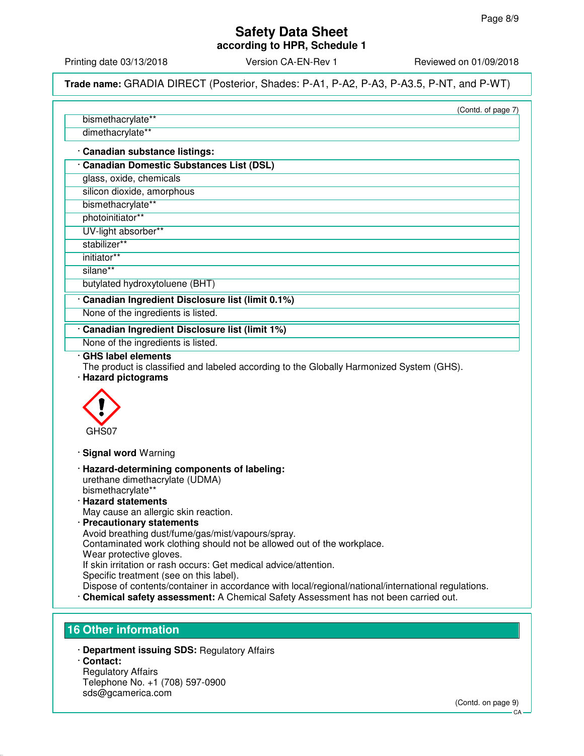**Trade name:** GRADIA DIRECT (Posterior, Shades: P-A1, P-A2, P-A3, P-A3.5, P-NT, and P-WT)

(Contd. of page 7)

| |
|---|
| bismethacrylate** |
| dimethacrylate** |

· **Canadian substance listings:**

| · **Canadian Domestic Substances List (DSL)** |
|---|
| glass, oxide, chemicals |
| silicon dioxide, amorphous |
| bismethacrylate** |
| photoinitiator** |
| UV-light absorber** |
| stabilizer** |
| initiator** |
| silane** |
| butylated hydroxytoluene (BHT) |

| · **Canadian Ingredient Disclosure list (limit 0.1%)** |
|---|
| None of the ingredients is listed. |

| · **Canadian Ingredient Disclosure list (limit 1%)** |
|---|
| None of the ingredients is listed. |

· **GHS label elements**
The product is classified and labeled according to the Globally Harmonized System (GHS).

· **Hazard pictograms**

GHS07

· **Signal word** Warning

· **Hazard-determining components of labeling:**
urethane dimethacrylate (UDMA)
bismethacrylate**

· **Hazard statements**
May cause an allergic skin reaction.

· **Precautionary statements**
Avoid breathing dust/fume/gas/mist/vapours/spray.
Contaminated work clothing should not be allowed out of the workplace.
Wear protective gloves.
If skin irritation or rash occurs: Get medical advice/attention.
Specific treatment (see on this label).
Dispose of contents/container in accordance with local/regional/national/international regulations.

· **Chemical safety assessment:** A Chemical Safety Assessment has not been carried out.

## 16 Other information

· **Department issuing SDS:** Regulatory Affairs

· **Contact:**
Regulatory Affairs
Telephone No. +1 (708) 597-0900
sds@gcamerica.com

(Contd. on page 9)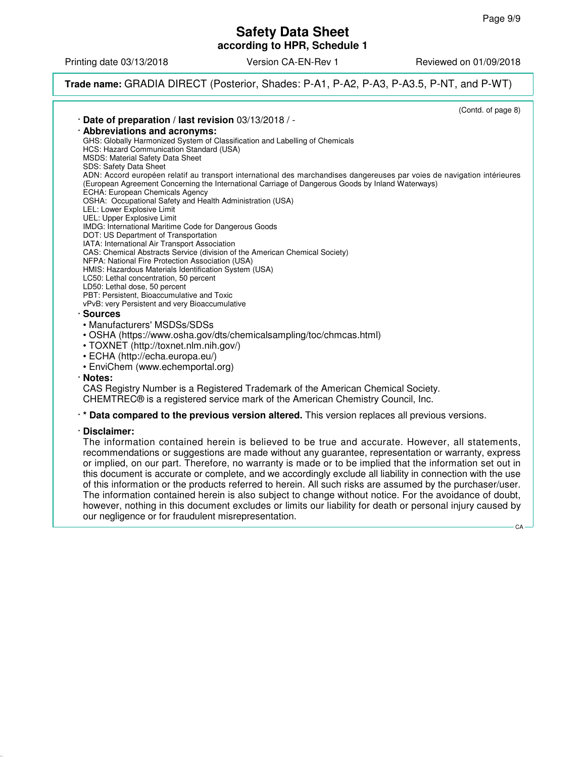(Contd. of page 8)

· **Date of preparation / last revision** 03/13/2018 / -

· **Abbreviations and acronyms:**

GHS: Globally Harmonized System of Classification and Labelling of Chemicals
HCS: Hazard Communication Standard (USA)
MSDS: Material Safety Data Sheet
SDS: Safety Data Sheet
ADN: Accord européen relatif au transport international des marchandises dangereuses par voies de navigation intérieures (European Agreement Concerning the International Carriage of Dangerous Goods by Inland Waterways)
ECHA: European Chemicals Agency
OSHA: Occupational Safety and Health Administration (USA)
LEL: Lower Explosive Limit
UEL: Upper Explosive Limit
IMDG: International Maritime Code for Dangerous Goods
DOT: US Department of Transportation
IATA: International Air Transport Association
CAS: Chemical Abstracts Service (division of the American Chemical Society)
NFPA: National Fire Protection Association (USA)
HMIS: Hazardous Materials Identification System (USA)
LC50: Lethal concentration, 50 percent
LD50: Lethal dose, 50 percent
PBT: Persistent, Bioaccumulative and Toxic
vPvB: very Persistent and very Bioaccumulative

· **Sources**

- Manufacturers' MSDSs/SDSs
- OSHA (https://www.osha.gov/dts/chemicalsampling/toc/chmcas.html)
- TOXNET (http://toxnet.nlm.nih.gov/)
- ECHA (http://echa.europa.eu/)
- EnviChem (www.echemportal.org)

· **Notes:**

CAS Registry Number is a Registered Trademark of the American Chemical Society.
CHEMTREC® is a registered service mark of the American Chemistry Council, Inc.

· **\* Data compared to the previous version altered.** This version replaces all previous versions.

· **Disclaimer:**

The information contained herein is believed to be true and accurate. However, all statements, recommendations or suggestions are made without any guarantee, representation or warranty, express or implied, on our part. Therefore, no warranty is made or to be implied that the information set out in this document is accurate or complete, and we accordingly exclude all liability in connection with the use of this information or the products referred to herein. All such risks are assumed by the purchaser/user. The information contained herein is also subject to change without notice. For the avoidance of doubt, however, nothing in this document excludes or limits our liability for death or personal injury caused by our negligence or for fraudulent misrepresentation.